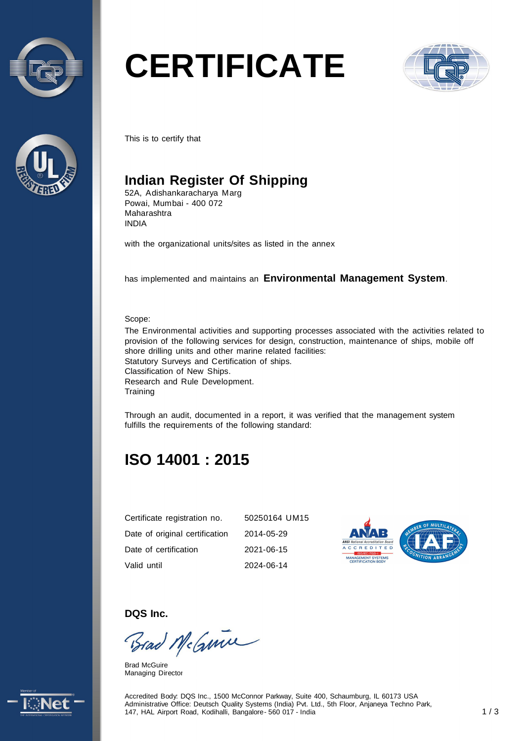# CERTIFICATE

This is to certify that

## Indian Register Of Shipping

52A, Adishankaracharya Marg  
Powai, Mumbai - 400 072  
Maharashtra  
INDIA

with the organizational units/sites as listed in the annex

has implemented and maintains an **Environmental Management System**.

Scope:  
The Environmental activities and supporting processes associated with the activities related to provision of the following services for design, construction, maintenance of ships, mobile off shore drilling units and other marine related facilities:  
Statutory Surveys and Certification of ships.  
Classification of New Ships.  
Research and Rule Development.  
Training

Through an audit, documented in a report, it was verified that the management system fulfills the requirements of the following standard:

## ISO 14001 : 2015

| | |
|---|---|
| Certificate registration no. | 50250164 UM15 |
| Date of original certification | 2014-05-29 |
| Date of certification | 2021-06-15 |
| Valid until | 2024-06-14 |

**DQS Inc.**

Brad McGuire  
Managing Director

Accredited Body: DQS Inc., 1500 McConnor Parkway, Suite 400, Schaumburg, IL 60173 USA  
Administrative Office: Deutsch Quality Systems (India) Pvt. Ltd., 5th Floor, Anjaneya Techno Park, 147, HAL Airport Road, Kodihalli, Bangalore- 560 017 - India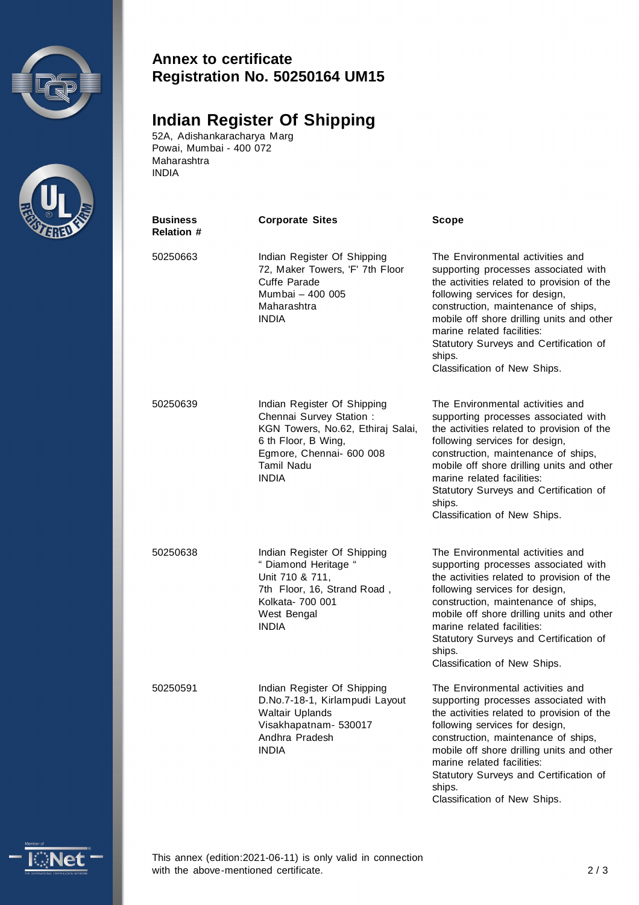**Annex to certificate**
**Registration No. 50250164 UM15**

## Indian Register Of Shipping

52A, Adishankaracharya Marg
Powai, Mumbai - 400 072
Maharashtra
INDIA

| Business Relation # | Corporate Sites | Scope |
|---|---|---|
| 50250663 | Indian Register Of Shipping<br>72, Maker Towers, 'F' 7th Floor<br>Cuffe Parade<br>Mumbai – 400 005<br>Maharashtra<br>INDIA | The Environmental activities and supporting processes associated with the activities related to provision of the following services for design, construction, maintenance of ships, mobile off shore drilling units and other marine related facilities:<br>Statutory Surveys and Certification of ships.<br>Classification of New Ships. |
| 50250639 | Indian Register Of Shipping<br>Chennai Survey Station :<br>KGN Towers, No.62, Ethiraj Salai,<br>6 th Floor, B Wing,<br>Egmore, Chennai- 600 008<br>Tamil Nadu<br>INDIA | The Environmental activities and supporting processes associated with the activities related to provision of the following services for design, construction, maintenance of ships, mobile off shore drilling units and other marine related facilities:<br>Statutory Surveys and Certification of ships.<br>Classification of New Ships. |
| 50250638 | Indian Register Of Shipping<br>" Diamond Heritage "<br>Unit 710 & 711,<br>7th Floor, 16, Strand Road ,<br>Kolkata- 700 001<br>West Bengal<br>INDIA | The Environmental activities and supporting processes associated with the activities related to provision of the following services for design, construction, maintenance of ships, mobile off shore drilling units and other marine related facilities:<br>Statutory Surveys and Certification of ships.<br>Classification of New Ships. |
| 50250591 | Indian Register Of Shipping<br>D.No.7-18-1, Kirlampudi Layout<br>Waltair Uplands<br>Visakhapatnam- 530017<br>Andhra Pradesh<br>INDIA | The Environmental activities and supporting processes associated with the activities related to provision of the following services for design, construction, maintenance of ships, mobile off shore drilling units and other marine related facilities:<br>Statutory Surveys and Certification of ships.<br>Classification of New Ships. |

This annex (edition:2021-06-11) is only valid in connection with the above-mentioned certificate.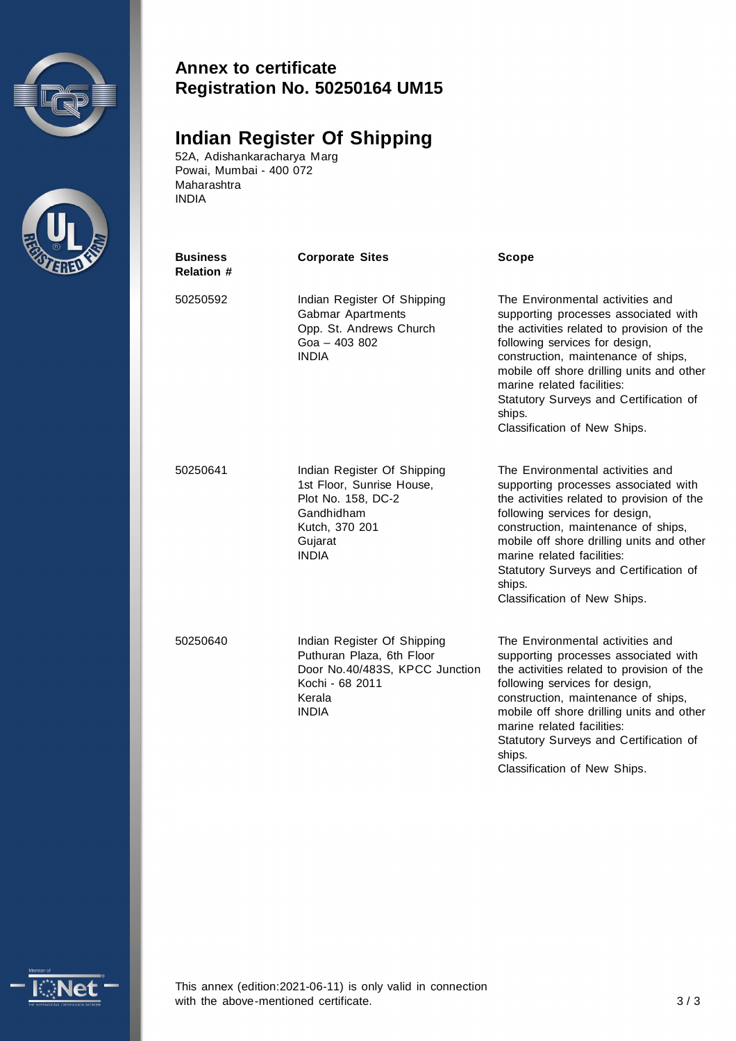## Annex to certificate
## Registration No. 50250164 UM15

# Indian Register Of Shipping

52A, Adishankaracharya Marg
Powai, Mumbai - 400 072
Maharashtra
INDIA

| Business Relation # | Corporate Sites | Scope |
|---|---|---|
| 50250592 | Indian Register Of Shipping<br>Gabmar Apartments<br>Opp. St. Andrews Church<br>Goa – 403 802<br>INDIA | The Environmental activities and supporting processes associated with the activities related to provision of the following services for design, construction, maintenance of ships, mobile off shore drilling units and other marine related facilities:<br>Statutory Surveys and Certification of ships.<br>Classification of New Ships. |
| 50250641 | Indian Register Of Shipping<br>1st Floor, Sunrise House,<br>Plot No. 158, DC-2<br>Gandhidham<br>Kutch, 370 201<br>Gujarat<br>INDIA | The Environmental activities and supporting processes associated with the activities related to provision of the following services for design, construction, maintenance of ships, mobile off shore drilling units and other marine related facilities:<br>Statutory Surveys and Certification of ships.<br>Classification of New Ships. |
| 50250640 | Indian Register Of Shipping<br>Puthuran Plaza, 6th Floor<br>Door No.40/483S, KPCC Junction<br>Kochi - 68 2011<br>Kerala<br>INDIA | The Environmental activities and supporting processes associated with the activities related to provision of the following services for design, construction, maintenance of ships, mobile off shore drilling units and other marine related facilities:<br>Statutory Surveys and Certification of ships.<br>Classification of New Ships. |

This annex (edition:2021-06-11) is only valid in connection with the above-mentioned certificate.